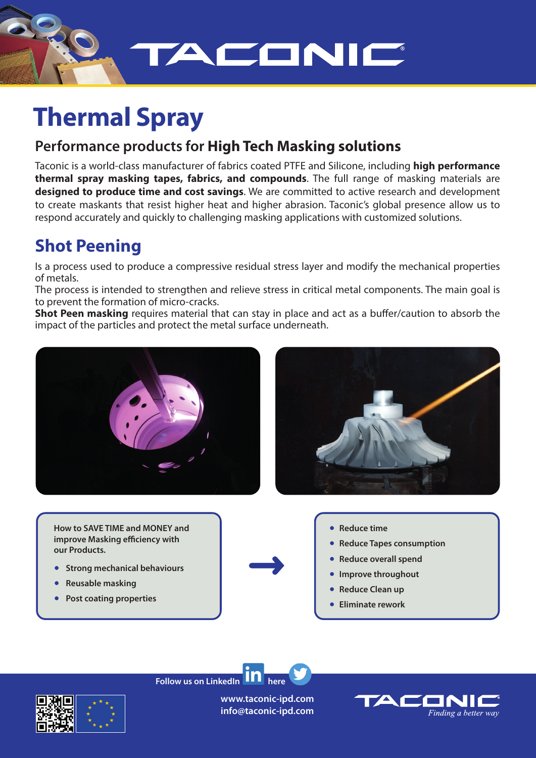# Thermal Spray

## Performance products for **High Tech Masking solutions**

Taconic is a world-class manufacturer of fabrics coated PTFE and Silicone, including **high performance thermal spray masking tapes, fabrics, and compounds**. The full range of masking materials are **designed to produce time and cost savings**. We are committed to active research and development to create maskants that resist higher heat and higher abrasion. Taconic's global presence allow us to respond accurately and quickly to challenging masking applications with customized solutions.

## Shot Peening

Is a process used to produce a compressive residual stress layer and modify the mechanical properties of metals.

The process is intended to strengthen and relieve stress in critical metal components. The main goal is to prevent the formation of micro-cracks.

**Shot Peen masking** requires material that can stay in place and act as a buffer/caution to absorb the impact of the particles and protect the metal surface underneath.

**How to SAVE TIME and MONEY and improve Masking efficiency with our Products.**

- **Strong mechanical behaviours**
- **Reusable masking**
- **Post coating properties**

→

- **Reduce time**
- **Reduce Tapes consumption**
- **Reduce overall spend**
- **Improve throughout**
- **Reduce Clean up**
- **Eliminate rework**

**Follow us on LinkedIn here**

**www.taconic-ipd.com**
**info@taconic-ipd.com**

TACONIC *Finding a better way*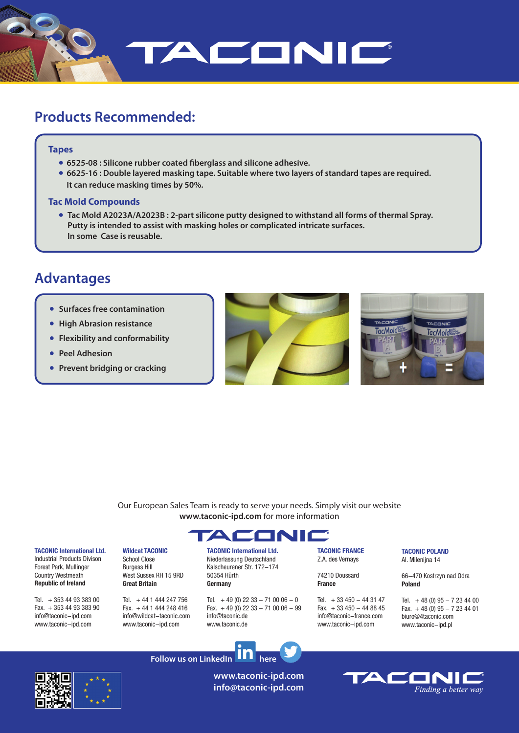## Products Recommended:

### Tapes

- **6525-08 : Silicone rubber coated fiberglass and silicone adhesive.**
- **6625-16 : Double layered masking tape. Suitable where two layers of standard tapes are required. It can reduce masking times by 50%.**

### Tac Mold Compounds

- **Tac Mold A2023A/A2023B : 2-part silicone putty designed to withstand all forms of thermal Spray. Putty is intended to assist with masking holes or complicated intricate surfaces. In some Case is reusable.**

## Advantages

- **Surfaces free contamination**
- **High Abrasion resistance**
- **Flexibility and conformability**
- **Peel Adhesion**
- **Prevent bridging or cracking**

Our European Sales Team is ready to serve your needs. Simply visit our website **www.taconic-ipd.com** for more information

**TACONIC International Ltd.**
Industrial Products Divison
Forest Park, Mullingar
Country Westmeath
**Republic of Ireland**

Tel. + 353 44 93 383 00
Fax. + 353 44 93 383 90
info@taconic–ipd.com
www.taconic–ipd.com

**Wildcat TACONIC**
School Close
Burgess Hill
West Sussex RH 15 9RD
**Great Britain**

Tel. + 44 1 444 247 756
Fax. + 44 1 444 248 416
info@wildcat–taconic.com
www.taconic–ipd.com

**TACONIC International Ltd.**
Niederlassung Deutschland
Kalscheurener Str. 172–174
50354 Hürth
**Germany**

Tel. + 49 (0) 22 33 – 71 00 06 – 0
Fax. + 49 (0) 22 33 – 71 00 06 – 99
info@taconic.de
www.taconic.de

**TACONIC FRANCE**
Z.A. des Vernays

74210 Doussard
**France**

Tel. + 33 450 – 44 31 47
Fax. + 33 450 – 44 88 45
info@taconic–france.com
www.taconic–ipd.com

**TACONIC POLAND**
Al. Milenijna 14

66–470 Kostrzyn nad Odra
**Poland**

Tel. + 48 (0) 95 – 7 23 44 00
Fax. + 48 (0) 95 – 7 23 44 01
biuro@4taconic.com
www.taconic–ipd.pl

**Follow us on LinkedIn here**

**www.taconic-ipd.com**
**info@taconic-ipd.com**

TACONIC *Finding a better way*